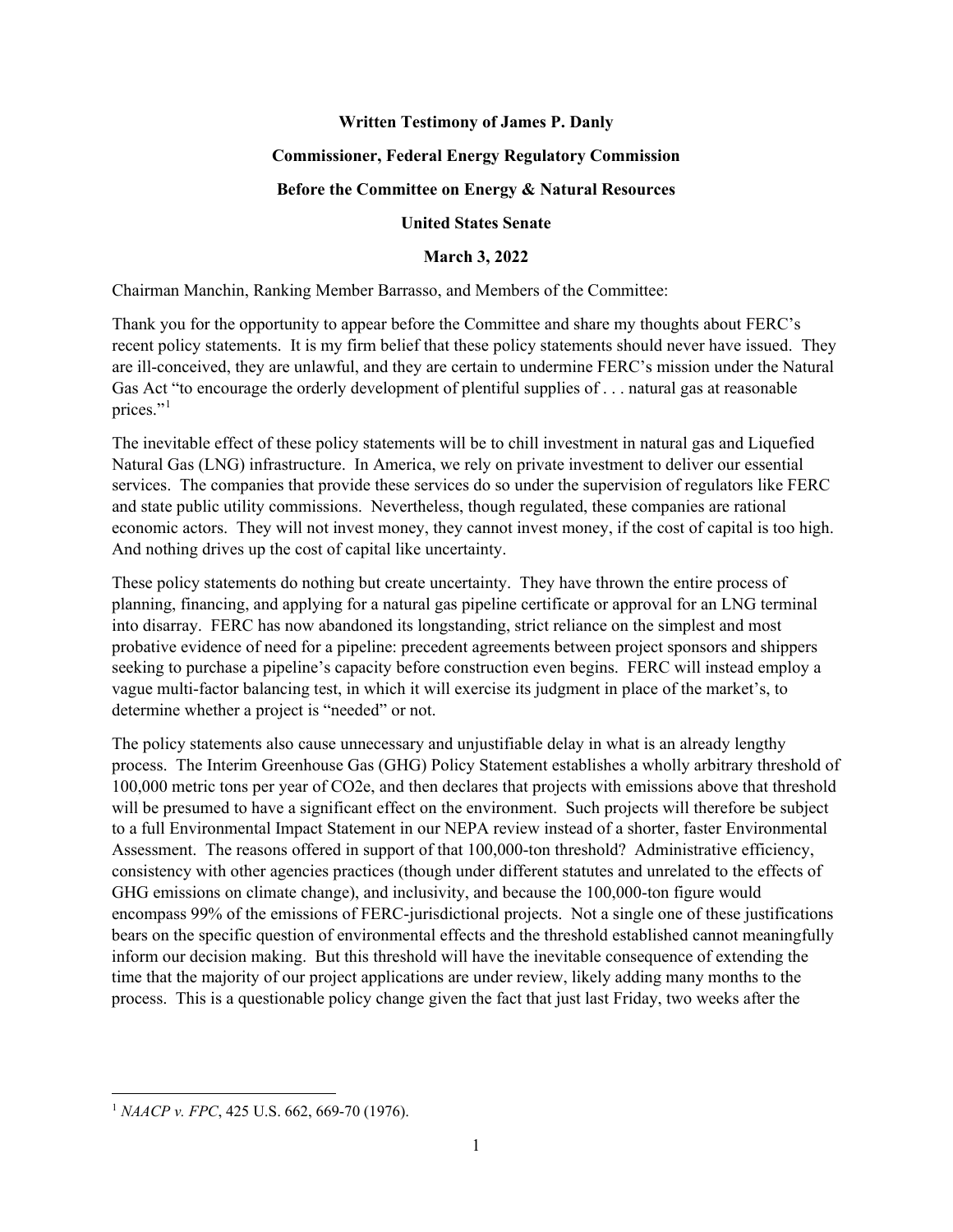**Written Testimony of James P. Danly**

**Commissioner, Federal Energy Regulatory Commission**

**Before the Committee on Energy & Natural Resources**

**United States Senate**

**March 3, 2022**

Chairman Manchin, Ranking Member Barrasso, and Members of the Committee:

Thank you for the opportunity to appear before the Committee and share my thoughts about FERC's recent policy statements. It is my firm belief that these policy statements should never have issued. They are ill-conceived, they are unlawful, and they are certain to undermine FERC's mission under the Natural Gas Act "to encourage the orderly development of plentiful supplies of . . . natural gas at reasonable prices."[1]

The inevitable effect of these policy statements will be to chill investment in natural gas and Liquefied Natural Gas (LNG) infrastructure. In America, we rely on private investment to deliver our essential services. The companies that provide these services do so under the supervision of regulators like FERC and state public utility commissions. Nevertheless, though regulated, these companies are rational economic actors. They will not invest money, they cannot invest money, if the cost of capital is too high. And nothing drives up the cost of capital like uncertainty.

These policy statements do nothing but create uncertainty. They have thrown the entire process of planning, financing, and applying for a natural gas pipeline certificate or approval for an LNG terminal into disarray. FERC has now abandoned its longstanding, strict reliance on the simplest and most probative evidence of need for a pipeline: precedent agreements between project sponsors and shippers seeking to purchase a pipeline's capacity before construction even begins. FERC will instead employ a vague multi-factor balancing test, in which it will exercise its judgment in place of the market's, to determine whether a project is "needed" or not.

The policy statements also cause unnecessary and unjustifiable delay in what is an already lengthy process. The Interim Greenhouse Gas (GHG) Policy Statement establishes a wholly arbitrary threshold of 100,000 metric tons per year of $CO_2e$, and then declares that projects with emissions above that threshold will be presumed to have a significant effect on the environment. Such projects will therefore be subject to a full Environmental Impact Statement in our NEPA review instead of a shorter, faster Environmental Assessment. The reasons offered in support of that 100,000-ton threshold? Administrative efficiency, consistency with other agencies practices (though under different statutes and unrelated to the effects of GHG emissions on climate change), and inclusivity, and because the 100,000-ton figure would encompass 99% of the emissions of FERC-jurisdictional projects. Not a single one of these justifications bears on the specific question of environmental effects and the threshold established cannot meaningfully inform our decision making. But this threshold will have the inevitable consequence of extending the time that the majority of our project applications are under review, likely adding many months to the process. This is a questionable policy change given the fact that just last Friday, two weeks after the

---

[1] *NAACP v. FPC*, 425 U.S. 662, 669-70 (1976).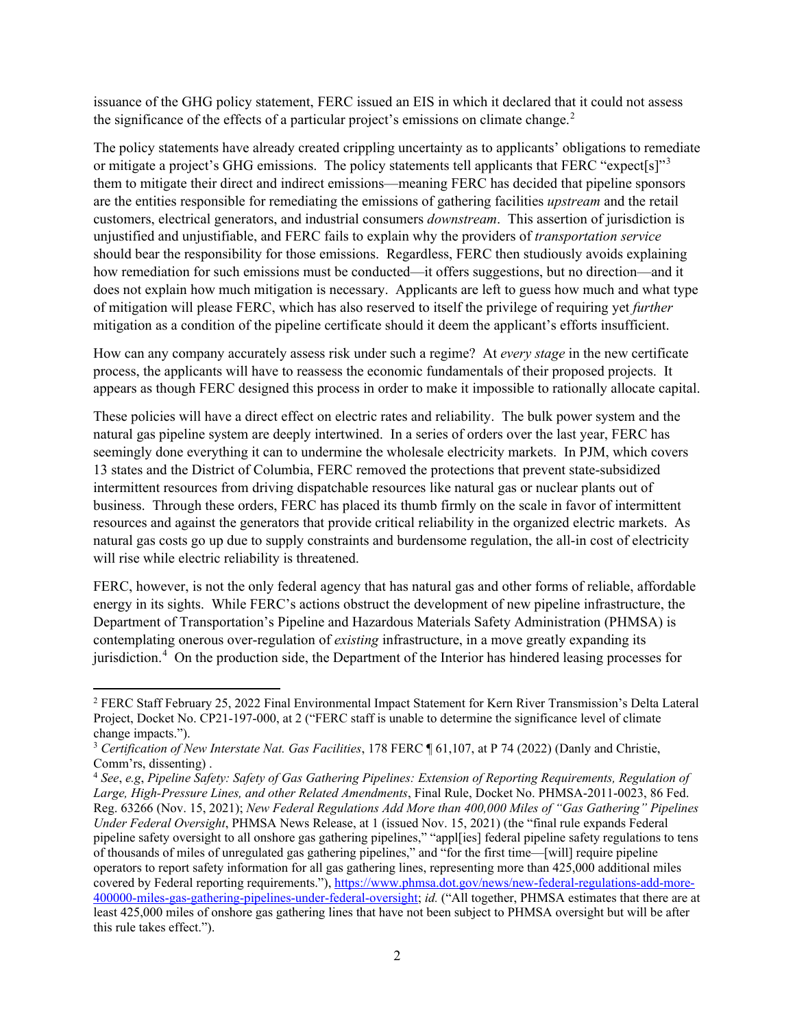issuance of the GHG policy statement, FERC issued an EIS in which it declared that it could not assess the significance of the effects of a particular project's emissions on climate change.[2]

The policy statements have already created crippling uncertainty as to applicants' obligations to remediate or mitigate a project's GHG emissions. The policy statements tell applicants that FERC "expect[s]"[3] them to mitigate their direct and indirect emissions—meaning FERC has decided that pipeline sponsors are the entities responsible for remediating the emissions of gathering facilities *upstream* and the retail customers, electrical generators, and industrial consumers *downstream*. This assertion of jurisdiction is unjustified and unjustifiable, and FERC fails to explain why the providers of *transportation service* should bear the responsibility for those emissions. Regardless, FERC then studiously avoids explaining how remediation for such emissions must be conducted—it offers suggestions, but no direction—and it does not explain how much mitigation is necessary. Applicants are left to guess how much and what type of mitigation will please FERC, which has also reserved to itself the privilege of requiring yet *further* mitigation as a condition of the pipeline certificate should it deem the applicant's efforts insufficient.

How can any company accurately assess risk under such a regime? At *every stage* in the new certificate process, the applicants will have to reassess the economic fundamentals of their proposed projects. It appears as though FERC designed this process in order to make it impossible to rationally allocate capital.

These policies will have a direct effect on electric rates and reliability. The bulk power system and the natural gas pipeline system are deeply intertwined. In a series of orders over the last year, FERC has seemingly done everything it can to undermine the wholesale electricity markets. In PJM, which covers 13 states and the District of Columbia, FERC removed the protections that prevent state-subsidized intermittent resources from driving dispatchable resources like natural gas or nuclear plants out of business. Through these orders, FERC has placed its thumb firmly on the scale in favor of intermittent resources and against the generators that provide critical reliability in the organized electric markets. As natural gas costs go up due to supply constraints and burdensome regulation, the all-in cost of electricity will rise while electric reliability is threatened.

FERC, however, is not the only federal agency that has natural gas and other forms of reliable, affordable energy in its sights. While FERC's actions obstruct the development of new pipeline infrastructure, the Department of Transportation's Pipeline and Hazardous Materials Safety Administration (PHMSA) is contemplating onerous over-regulation of *existing* infrastructure, in a move greatly expanding its jurisdiction.[4] On the production side, the Department of the Interior has hindered leasing processes for

---

[2] FERC Staff February 25, 2022 Final Environmental Impact Statement for Kern River Transmission's Delta Lateral Project, Docket No. CP21-197-000, at 2 ("FERC staff is unable to determine the significance level of climate change impacts.").

[3] *Certification of New Interstate Nat. Gas Facilities*, 178 FERC ¶ 61,107, at P 74 (2022) (Danly and Christie, Comm'rs, dissenting) .

[4] *See*, *e.g*, *Pipeline Safety: Safety of Gas Gathering Pipelines: Extension of Reporting Requirements, Regulation of Large, High-Pressure Lines, and other Related Amendments*, Final Rule, Docket No. PHMSA-2011-0023, 86 Fed. Reg. 63266 (Nov. 15, 2021); *New Federal Regulations Add More than 400,000 Miles of "Gas Gathering" Pipelines Under Federal Oversight*, PHMSA News Release, at 1 (issued Nov. 15, 2021) (the "final rule expands Federal pipeline safety oversight to all onshore gas gathering pipelines," "appl[ies] federal pipeline safety regulations to tens of thousands of miles of unregulated gas gathering pipelines," and "for the first time—[will] require pipeline operators to report safety information for all gas gathering lines, representing more than 425,000 additional miles covered by Federal reporting requirements."), https://www.phmsa.dot.gov/news/new-federal-regulations-add-more-400000-miles-gas-gathering-pipelines-under-federal-oversight; *id.* ("All together, PHMSA estimates that there are at least 425,000 miles of onshore gas gathering lines that have not been subject to PHMSA oversight but will be after this rule takes effect.").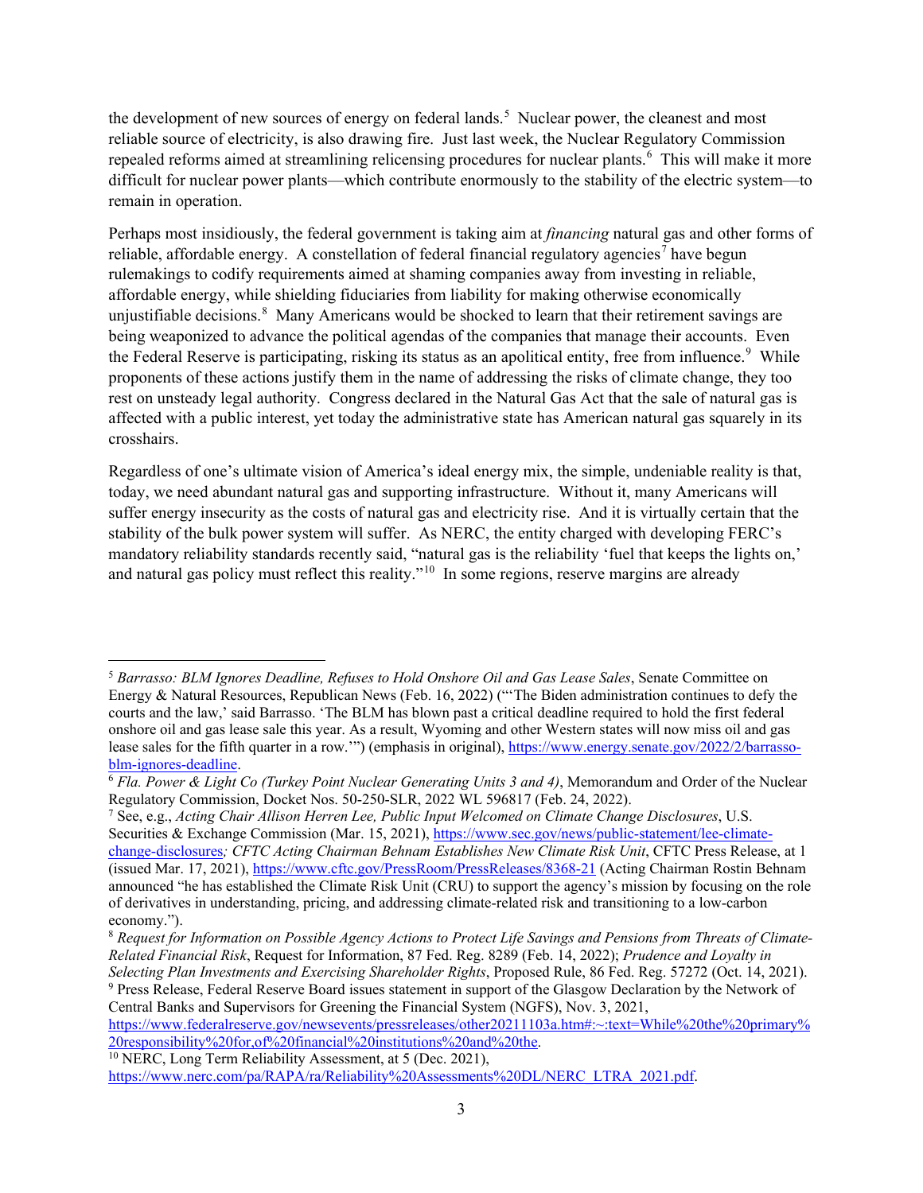the development of new sources of energy on federal lands.[5] Nuclear power, the cleanest and most reliable source of electricity, is also drawing fire. Just last week, the Nuclear Regulatory Commission repealed reforms aimed at streamlining relicensing procedures for nuclear plants.[6] This will make it more difficult for nuclear power plants—which contribute enormously to the stability of the electric system—to remain in operation.

Perhaps most insidiously, the federal government is taking aim at *financing* natural gas and other forms of reliable, affordable energy. A constellation of federal financial regulatory agencies[7] have begun rulemakings to codify requirements aimed at shaming companies away from investing in reliable, affordable energy, while shielding fiduciaries from liability for making otherwise economically unjustifiable decisions.[8] Many Americans would be shocked to learn that their retirement savings are being weaponized to advance the political agendas of the companies that manage their accounts. Even the Federal Reserve is participating, risking its status as an apolitical entity, free from influence.[9] While proponents of these actions justify them in the name of addressing the risks of climate change, they too rest on unsteady legal authority. Congress declared in the Natural Gas Act that the sale of natural gas is affected with a public interest, yet today the administrative state has American natural gas squarely in its crosshairs.

Regardless of one's ultimate vision of America's ideal energy mix, the simple, undeniable reality is that, today, we need abundant natural gas and supporting infrastructure. Without it, many Americans will suffer energy insecurity as the costs of natural gas and electricity rise. And it is virtually certain that the stability of the bulk power system will suffer. As NERC, the entity charged with developing FERC's mandatory reliability standards recently said, "natural gas is the reliability 'fuel that keeps the lights on,' and natural gas policy must reflect this reality."[10] In some regions, reserve margins are already

---

[5] *Barrasso: BLM Ignores Deadline, Refuses to Hold Onshore Oil and Gas Lease Sales*, Senate Committee on Energy & Natural Resources, Republican News (Feb. 16, 2022) ("'The Biden administration continues to defy the courts and the law,' said Barrasso. 'The BLM has blown past a critical deadline required to hold the first federal onshore oil and gas lease sale this year. As a result, Wyoming and other Western states will now miss oil and gas lease sales for the fifth quarter in a row.'") (emphasis in original), https://www.energy.senate.gov/2022/2/barrasso-blm-ignores-deadline.

[6] *Fla. Power & Light Co (Turkey Point Nuclear Generating Units 3 and 4)*, Memorandum and Order of the Nuclear Regulatory Commission, Docket Nos. 50-250-SLR, 2022 WL 596817 (Feb. 24, 2022).

[7] See, e.g., *Acting Chair Allison Herren Lee, Public Input Welcomed on Climate Change Disclosures*, U.S. Securities & Exchange Commission (Mar. 15, 2021), https://www.sec.gov/news/public-statement/lee-climate-change-disclosures; *CFTC Acting Chairman Behnam Establishes New Climate Risk Unit*, CFTC Press Release, at 1 (issued Mar. 17, 2021), https://www.cftc.gov/PressRoom/PressReleases/8368-21 (Acting Chairman Rostin Behnam announced "he has established the Climate Risk Unit (CRU) to support the agency's mission by focusing on the role of derivatives in understanding, pricing, and addressing climate-related risk and transitioning to a low-carbon economy.").

[8] *Request for Information on Possible Agency Actions to Protect Life Savings and Pensions from Threats of Climate-Related Financial Risk*, Request for Information, 87 Fed. Reg. 8289 (Feb. 14, 2022); *Prudence and Loyalty in Selecting Plan Investments and Exercising Shareholder Rights*, Proposed Rule, 86 Fed. Reg. 57272 (Oct. 14, 2021).

[9] Press Release, Federal Reserve Board issues statement in support of the Glasgow Declaration by the Network of Central Banks and Supervisors for Greening the Financial System (NGFS), Nov. 3, 2021, https://www.federalreserve.gov/newsevents/pressreleases/other20211103a.htm#:~:text=While%20the%20primary%20responsibility%20for,of%20financial%20institutions%20and%20the.

[10] NERC, Long Term Reliability Assessment, at 5 (Dec. 2021), https://www.nerc.com/pa/RAPA/ra/Reliability%20Assessments%20DL/NERC_LTRA_2021.pdf.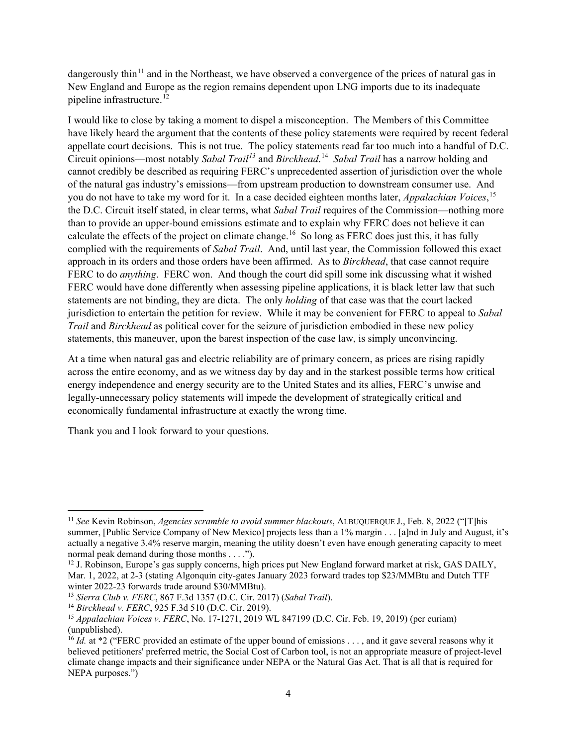dangerously thin[11] and in the Northeast, we have observed a convergence of the prices of natural gas in New England and Europe as the region remains dependent upon LNG imports due to its inadequate pipeline infrastructure.[12]

I would like to close by taking a moment to dispel a misconception. The Members of this Committee have likely heard the argument that the contents of these policy statements were required by recent federal appellate court decisions. This is not true. The policy statements read far too much into a handful of D.C. Circuit opinions—most notably *Sabal Trail*[13] and *Birckhead*.[14] *Sabal Trail* has a narrow holding and cannot credibly be described as requiring FERC's unprecedented assertion of jurisdiction over the whole of the natural gas industry's emissions—from upstream production to downstream consumer use. And you do not have to take my word for it. In a case decided eighteen months later, *Appalachian Voices*,[15] the D.C. Circuit itself stated, in clear terms, what *Sabal Trail* requires of the Commission—nothing more than to provide an upper-bound emissions estimate and to explain why FERC does not believe it can calculate the effects of the project on climate change.[16] So long as FERC does just this, it has fully complied with the requirements of *Sabal Trail*. And, until last year, the Commission followed this exact approach in its orders and those orders have been affirmed. As to *Birckhead*, that case cannot require FERC to do *anything*. FERC won. And though the court did spill some ink discussing what it wished FERC would have done differently when assessing pipeline applications, it is black letter law that such statements are not binding, they are dicta. The only *holding* of that case was that the court lacked jurisdiction to entertain the petition for review. While it may be convenient for FERC to appeal to *Sabal Trail* and *Birckhead* as political cover for the seizure of jurisdiction embodied in these new policy statements, this maneuver, upon the barest inspection of the case law, is simply unconvincing.

At a time when natural gas and electric reliability are of primary concern, as prices are rising rapidly across the entire economy, and as we witness day by day and in the starkest possible terms how critical energy independence and energy security are to the United States and its allies, FERC's unwise and legally-unnecessary policy statements will impede the development of strategically critical and economically fundamental infrastructure at exactly the wrong time.

Thank you and I look forward to your questions.

---

[11] *See* Kevin Robinson, *Agencies scramble to avoid summer blackouts*, ALBUQUERQUE J., Feb. 8, 2022 ("[T]his summer, [Public Service Company of New Mexico] projects less than a 1% margin . . . [a]nd in July and August, it's actually a negative 3.4% reserve margin, meaning the utility doesn't even have enough generating capacity to meet normal peak demand during those months . . . .").

[12] J. Robinson, Europe's gas supply concerns, high prices put New England forward market at risk, GAS DAILY, Mar. 1, 2022, at 2-3 (stating Algonquin city-gates January 2023 forward trades top $23/MMBtu and Dutch TTF winter 2022-23 forwards trade around $30/MMBtu).

[13] *Sierra Club v. FERC*, 867 F.3d 1357 (D.C. Cir. 2017) (*Sabal Trail*).

[14] *Birckhead v. FERC*, 925 F.3d 510 (D.C. Cir. 2019).

[15] *Appalachian Voices v. FERC*, No. 17-1271, 2019 WL 847199 (D.C. Cir. Feb. 19, 2019) (per curiam) (unpublished).

[16] *Id.* at *2 ("FERC provided an estimate of the upper bound of emissions . . . , and it gave several reasons why it believed petitioners' preferred metric, the Social Cost of Carbon tool, is not an appropriate measure of project-level climate change impacts and their significance under NEPA or the Natural Gas Act. That is all that is required for NEPA purposes.")